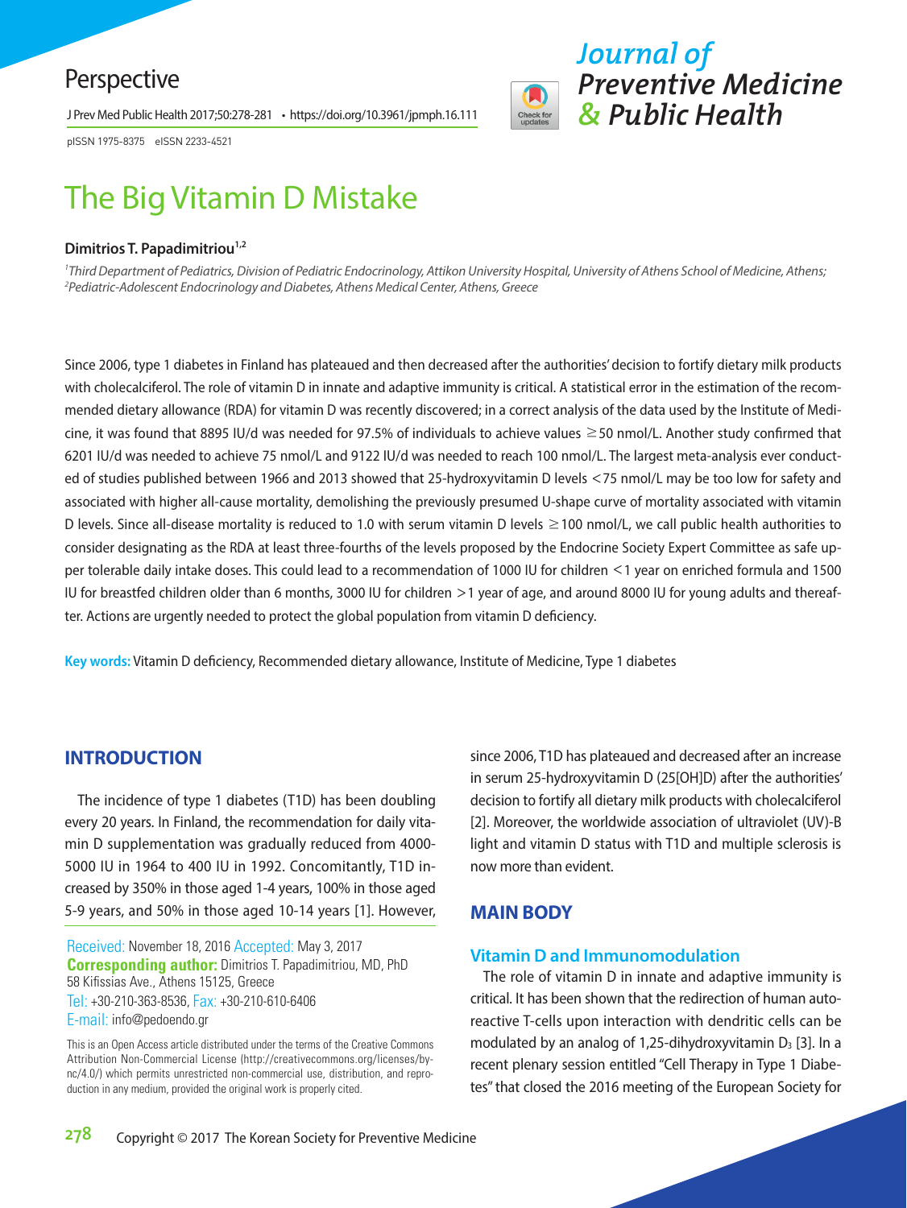Perspective

pISSN 1975-8375 eISSN 2233-4521

# The Big Vitamin D Mistake

**Dimitrios T. Papadimitriou[1,2]**

[1]*Third Department of Pediatrics, Division of Pediatric Endocrinology, Attikon University Hospital, University of Athens School of Medicine, Athens;*
[2]*Pediatric-Adolescent Endocrinology and Diabetes, Athens Medical Center, Athens, Greece*

Since 2006, type 1 diabetes in Finland has plateaued and then decreased after the authorities' decision to fortify dietary milk products with cholecalciferol. The role of vitamin D in innate and adaptive immunity is critical. A statistical error in the estimation of the recommended dietary allowance (RDA) for vitamin D was recently discovered; in a correct analysis of the data used by the Institute of Medicine, it was found that 8895 IU/d was needed for 97.5% of individuals to achieve values ≥50 nmol/L. Another study confirmed that 6201 IU/d was needed to achieve 75 nmol/L and 9122 IU/d was needed to reach 100 nmol/L. The largest meta-analysis ever conducted of studies published between 1966 and 2013 showed that 25-hydroxyvitamin D levels <75 nmol/L may be too low for safety and associated with higher all-cause mortality, demolishing the previously presumed U-shape curve of mortality associated with vitamin D levels. Since all-disease mortality is reduced to 1.0 with serum vitamin D levels ≥100 nmol/L, we call public health authorities to consider designating as the RDA at least three-fourths of the levels proposed by the Endocrine Society Expert Committee as safe upper tolerable daily intake doses. This could lead to a recommendation of 1000 IU for children <1 year on enriched formula and 1500 IU for breastfed children older than 6 months, 3000 IU for children >1 year of age, and around 8000 IU for young adults and thereafter. Actions are urgently needed to protect the global population from vitamin D deficiency.

**Key words:** Vitamin D deficiency, Recommended dietary allowance, Institute of Medicine, Type 1 diabetes

## INTRODUCTION

The incidence of type 1 diabetes (T1D) has been doubling every 20 years. In Finland, the recommendation for daily vitamin D supplementation was gradually reduced from 4000-5000 IU in 1964 to 400 IU in 1992. Concomitantly, T1D increased by 350% in those aged 1-4 years, 100% in those aged 5-9 years, and 50% in those aged 10-14 years [1]. However, since 2006, T1D has plateaued and decreased after an increase in serum 25-hydroxyvitamin D (25[OH]D) after the authorities' decision to fortify all dietary milk products with cholecalciferol [2]. Moreover, the worldwide association of ultraviolet (UV)-B light and vitamin D status with T1D and multiple sclerosis is now more than evident.

Received: November 18, 2016 Accepted: May 3, 2017
**Corresponding author:** Dimitrios T. Papadimitriou, MD, PhD
58 Kifissias Ave., Athens 15125, Greece
Tel: +30-210-363-8536, Fax: +30-210-610-6406
E-mail: info@pedoendo.gr

This is an Open Access article distributed under the terms of the Creative Commons Attribution Non-Commercial License (http://creativecommons.org/licenses/by-nc/4.0/) which permits unrestricted non-commercial use, distribution, and reproduction in any medium, provided the original work is properly cited.

## MAIN BODY

### Vitamin D and Immunomodulation

The role of vitamin D in innate and adaptive immunity is critical. It has been shown that the redirection of human autoreactive T-cells upon interaction with dendritic cells can be modulated by an analog of 1,25-dihydroxyvitamin $D_3$ [3]. In a recent plenary session entitled "Cell Therapy in Type 1 Diabetes" that closed the 2016 meeting of the European Society for

Copyright © 2017 The Korean Society for Preventive Medicine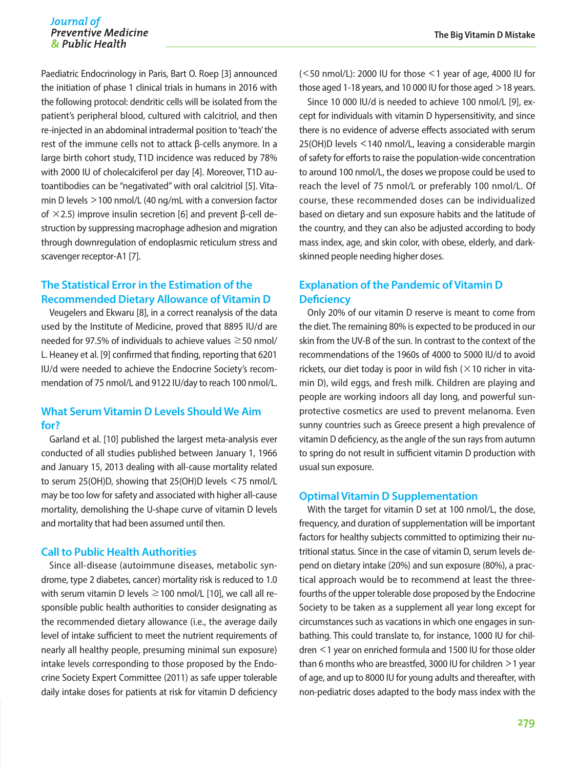Paediatric Endocrinology in Paris, Bart O. Roep [3] announced the initiation of phase 1 clinical trials in humans in 2016 with the following protocol: dendritic cells will be isolated from the patient's peripheral blood, cultured with calcitriol, and then re-injected in an abdominal intradermal position to 'teach' the rest of the immune cells not to attack β-cells anymore. In a large birth cohort study, T1D incidence was reduced by 78% with 2000 IU of cholecalciferol per day [4]. Moreover, T1D autoantibodies can be "negativated" with oral calcitriol [5]. Vitamin D levels >100 nmol/L (40 ng/mL with a conversion factor of ×2.5) improve insulin secretion [6] and prevent β-cell destruction by suppressing macrophage adhesion and migration through downregulation of endoplasmic reticulum stress and scavenger receptor-A1 [7].

## The Statistical Error in the Estimation of the Recommended Dietary Allowance of Vitamin D

Veugelers and Ekwaru [8], in a correct reanalysis of the data used by the Institute of Medicine, proved that 8895 IU/d are needed for 97.5% of individuals to achieve values ≥50 nmol/L. Heaney et al. [9] confirmed that finding, reporting that 6201 IU/d were needed to achieve the Endocrine Society's recommendation of 75 nmol/L and 9122 IU/day to reach 100 nmol/L.

## What Serum Vitamin D Levels Should We Aim for?

Garland et al. [10] published the largest meta-analysis ever conducted of all studies published between January 1, 1966 and January 15, 2013 dealing with all-cause mortality related to serum 25(OH)D, showing that 25(OH)D levels <75 nmol/L may be too low for safety and associated with higher all-cause mortality, demolishing the U-shape curve of vitamin D levels and mortality that had been assumed until then.

## Call to Public Health Authorities

Since all-disease (autoimmune diseases, metabolic syndrome, type 2 diabetes, cancer) mortality risk is reduced to 1.0 with serum vitamin D levels ≥100 nmol/L [10], we call all responsible public health authorities to consider designating as the recommended dietary allowance (i.e., the average daily level of intake sufficient to meet the nutrient requirements of nearly all healthy people, presuming minimal sun exposure) intake levels corresponding to those proposed by the Endocrine Society Expert Committee (2011) as safe upper tolerable daily intake doses for patients at risk for vitamin D deficiency (<50 nmol/L): 2000 IU for those <1 year of age, 4000 IU for those aged 1-18 years, and 10 000 IU for those aged >18 years.

Since 10 000 IU/d is needed to achieve 100 nmol/L [9], except for individuals with vitamin D hypersensitivity, and since there is no evidence of adverse effects associated with serum 25(OH)D levels <140 nmol/L, leaving a considerable margin of safety for efforts to raise the population-wide concentration to around 100 nmol/L, the doses we propose could be used to reach the level of 75 nmol/L or preferably 100 nmol/L. Of course, these recommended doses can be individualized based on dietary and sun exposure habits and the latitude of the country, and they can also be adjusted according to body mass index, age, and skin color, with obese, elderly, and dark-skinned people needing higher doses.

## Explanation of the Pandemic of Vitamin D Deficiency

Only 20% of our vitamin D reserve is meant to come from the diet. The remaining 80% is expected to be produced in our skin from the UV-B of the sun. In contrast to the context of the recommendations of the 1960s of 4000 to 5000 IU/d to avoid rickets, our diet today is poor in wild fish (×10 richer in vitamin D), wild eggs, and fresh milk. Children are playing and people are working indoors all day long, and powerful sun-protective cosmetics are used to prevent melanoma. Even sunny countries such as Greece present a high prevalence of vitamin D deficiency, as the angle of the sun rays from autumn to spring do not result in sufficient vitamin D production with usual sun exposure.

## Optimal Vitamin D Supplementation

With the target for vitamin D set at 100 nmol/L, the dose, frequency, and duration of supplementation will be important factors for healthy subjects committed to optimizing their nutritional status. Since in the case of vitamin D, serum levels depend on dietary intake (20%) and sun exposure (80%), a practical approach would be to recommend at least the three-fourths of the upper tolerable dose proposed by the Endocrine Society to be taken as a supplement all year long except for circumstances such as vacations in which one engages in sunbathing. This could translate to, for instance, 1000 IU for children <1 year on enriched formula and 1500 IU for those older than 6 months who are breastfed, 3000 IU for children >1 year of age, and up to 8000 IU for young adults and thereafter, with non-pediatric doses adapted to the body mass index with the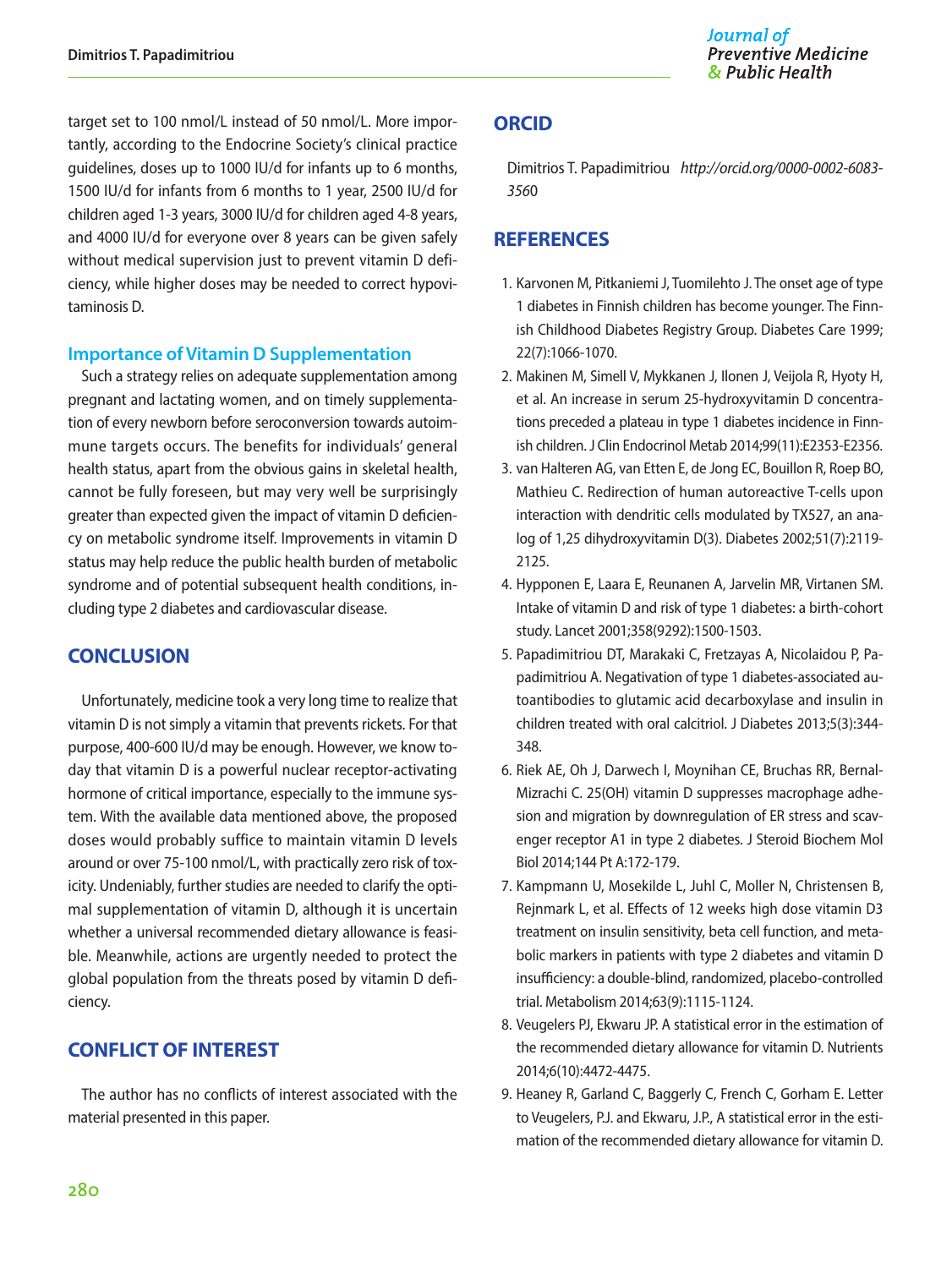target set to 100 nmol/L instead of 50 nmol/L. More importantly, according to the Endocrine Society's clinical practice guidelines, doses up to 1000 IU/d for infants up to 6 months, 1500 IU/d for infants from 6 months to 1 year, 2500 IU/d for children aged 1-3 years, 3000 IU/d for children aged 4-8 years, and 4000 IU/d for everyone over 8 years can be given safely without medical supervision just to prevent vitamin D deficiency, while higher doses may be needed to correct hypovitaminosis D.

### Importance of Vitamin D Supplementation

Such a strategy relies on adequate supplementation among pregnant and lactating women, and on timely supplementation of every newborn before seroconversion towards autoimmune targets occurs. The benefits for individuals' general health status, apart from the obvious gains in skeletal health, cannot be fully foreseen, but may very well be surprisingly greater than expected given the impact of vitamin D deficiency on metabolic syndrome itself. Improvements in vitamin D status may help reduce the public health burden of metabolic syndrome and of potential subsequent health conditions, including type 2 diabetes and cardiovascular disease.

## CONCLUSION

Unfortunately, medicine took a very long time to realize that vitamin D is not simply a vitamin that prevents rickets. For that purpose, 400-600 IU/d may be enough. However, we know today that vitamin D is a powerful nuclear receptor-activating hormone of critical importance, especially to the immune system. With the available data mentioned above, the proposed doses would probably suffice to maintain vitamin D levels around or over 75-100 nmol/L, with practically zero risk of toxicity. Undeniably, further studies are needed to clarify the optimal supplementation of vitamin D, although it is uncertain whether a universal recommended dietary allowance is feasible. Meanwhile, actions are urgently needed to protect the global population from the threats posed by vitamin D deficiency.

## CONFLICT OF INTEREST

The author has no conflicts of interest associated with the material presented in this paper.

## ORCID

Dimitrios T. Papadimitriou *http://orcid.org/0000-0002-6083-3560*

## REFERENCES

1. Karvonen M, Pitkaniemi J, Tuomilehto J. The onset age of type 1 diabetes in Finnish children has become younger. The Finnish Childhood Diabetes Registry Group. Diabetes Care 1999; 22(7):1066-1070.
2. Makinen M, Simell V, Mykkanen J, Ilonen J, Veijola R, Hyoty H, et al. An increase in serum 25-hydroxyvitamin D concentrations preceded a plateau in type 1 diabetes incidence in Finnish children. J Clin Endocrinol Metab 2014;99(11):E2353-E2356.
3. van Halteren AG, van Etten E, de Jong EC, Bouillon R, Roep BO, Mathieu C. Redirection of human autoreactive T-cells upon interaction with dendritic cells modulated by TX527, an analog of 1,25 dihydroxyvitamin D(3). Diabetes 2002;51(7):2119-2125.
4. Hypponen E, Laara E, Reunanen A, Jarvelin MR, Virtanen SM. Intake of vitamin D and risk of type 1 diabetes: a birth-cohort study. Lancet 2001;358(9292):1500-1503.
5. Papadimitriou DT, Marakaki C, Fretzayas A, Nicolaidou P, Papadimitriou A. Negativation of type 1 diabetes-associated autoantibodies to glutamic acid decarboxylase and insulin in children treated with oral calcitriol. J Diabetes 2013;5(3):344-348.
6. Riek AE, Oh J, Darwech I, Moynihan CE, Bruchas RR, Bernal-Mizrachi C. 25(OH) vitamin D suppresses macrophage adhesion and migration by downregulation of ER stress and scavenger receptor A1 in type 2 diabetes. J Steroid Biochem Mol Biol 2014;144 Pt A:172-179.
7. Kampmann U, Mosekilde L, Juhl C, Moller N, Christensen B, Rejnmark L, et al. Effects of 12 weeks high dose vitamin D3 treatment on insulin sensitivity, beta cell function, and metabolic markers in patients with type 2 diabetes and vitamin D insufficiency: a double-blind, randomized, placebo-controlled trial. Metabolism 2014;63(9):1115-1124.
8. Veugelers PJ, Ekwaru JP. A statistical error in the estimation of the recommended dietary allowance for vitamin D. Nutrients 2014;6(10):4472-4475.
9. Heaney R, Garland C, Baggerly C, French C, Gorham E. Letter to Veugelers, P.J. and Ekwaru, J.P., A statistical error in the estimation of the recommended dietary allowance for vitamin D.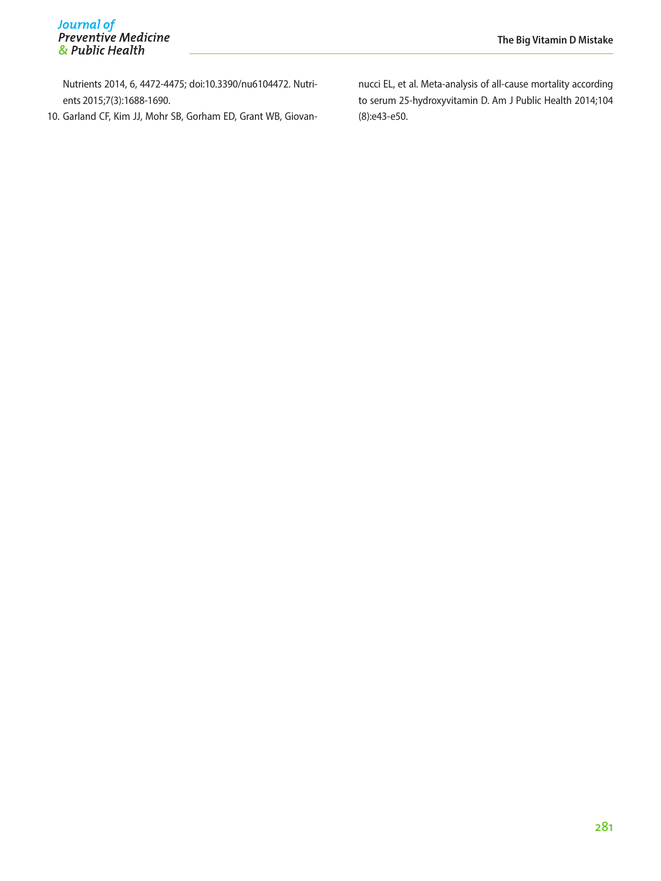Nutrients 2014, 6, 4472-4475; doi:10.3390/nu6104472. Nutrients 2015;7(3):1688-1690.

10. Garland CF, Kim JJ, Mohr SB, Gorham ED, Grant WB, Giovannucci EL, et al. Meta-analysis of all-cause mortality according to serum 25-hydroxyvitamin D. Am J Public Health 2014;104 (8):e43-e50.